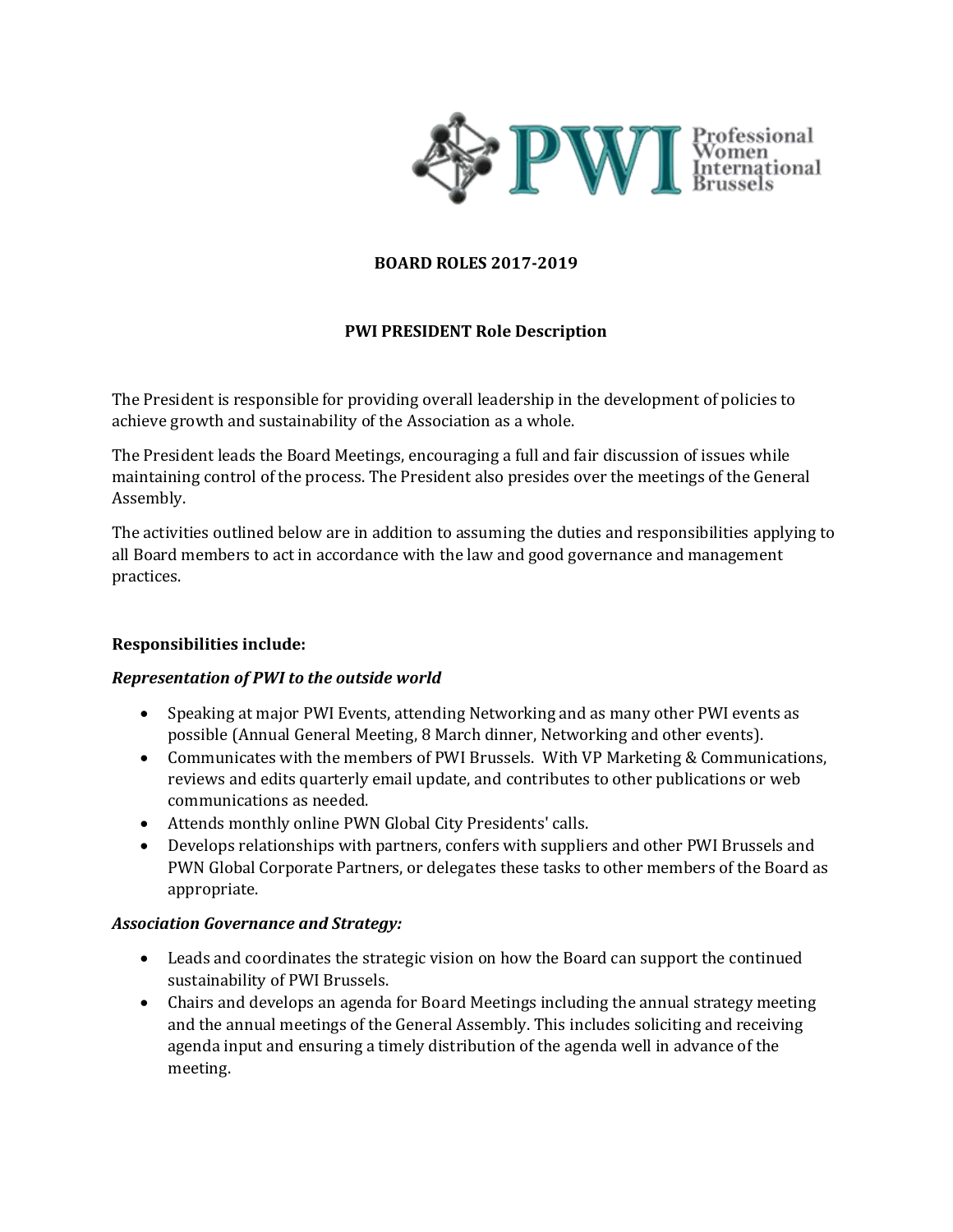Professional Women International Brussels

## BOARD ROLES 2017-2019

### PWI PRESIDENT Role Description

The President is responsible for providing overall leadership in the development of policies to achieve growth and sustainability of the Association as a whole.

The President leads the Board Meetings, encouraging a full and fair discussion of issues while maintaining control of the process. The President also presides over the meetings of the General Assembly.

The activities outlined below are in addition to assuming the duties and responsibilities applying to all Board members to act in accordance with the law and good governance and management practices.

**Responsibilities include:**

***Representation of PWI to the outside world***

- Speaking at major PWI Events, attending Networking and as many other PWI events as possible (Annual General Meeting, 8 March dinner, Networking and other events).
- Communicates with the members of PWI Brussels. With VP Marketing & Communications, reviews and edits quarterly email update, and contributes to other publications or web communications as needed.
- Attends monthly online PWN Global City Presidents' calls.
- Develops relationships with partners, confers with suppliers and other PWI Brussels and PWN Global Corporate Partners, or delegates these tasks to other members of the Board as appropriate.

***Association Governance and Strategy:***

- Leads and coordinates the strategic vision on how the Board can support the continued sustainability of PWI Brussels.
- Chairs and develops an agenda for Board Meetings including the annual strategy meeting and the annual meetings of the General Assembly. This includes soliciting and receiving agenda input and ensuring a timely distribution of the agenda well in advance of the meeting.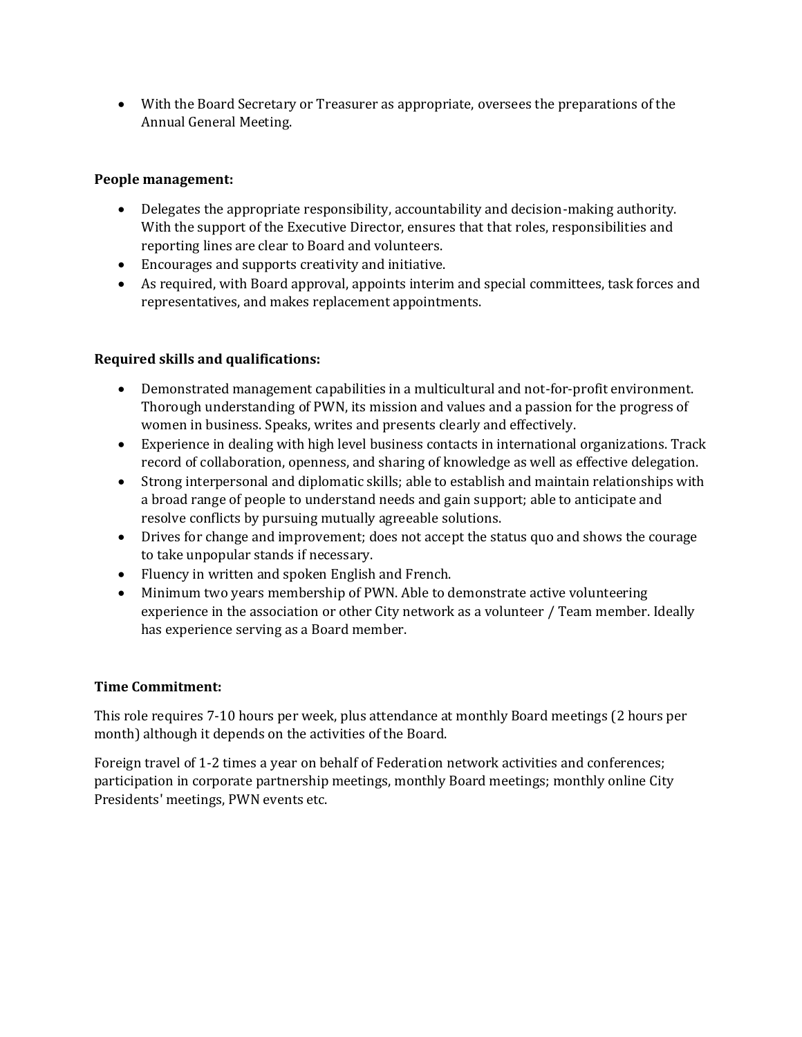- With the Board Secretary or Treasurer as appropriate, oversees the preparations of the Annual General Meeting.

**People management:**

- Delegates the appropriate responsibility, accountability and decision-making authority. With the support of the Executive Director, ensures that that roles, responsibilities and reporting lines are clear to Board and volunteers.
- Encourages and supports creativity and initiative.
- As required, with Board approval, appoints interim and special committees, task forces and representatives, and makes replacement appointments.

**Required skills and qualifications:**

- Demonstrated management capabilities in a multicultural and not-for-profit environment. Thorough understanding of PWN, its mission and values and a passion for the progress of women in business. Speaks, writes and presents clearly and effectively.
- Experience in dealing with high level business contacts in international organizations. Track record of collaboration, openness, and sharing of knowledge as well as effective delegation.
- Strong interpersonal and diplomatic skills; able to establish and maintain relationships with a broad range of people to understand needs and gain support; able to anticipate and resolve conflicts by pursuing mutually agreeable solutions.
- Drives for change and improvement; does not accept the status quo and shows the courage to take unpopular stands if necessary.
- Fluency in written and spoken English and French.
- Minimum two years membership of PWN. Able to demonstrate active volunteering experience in the association or other City network as a volunteer / Team member. Ideally has experience serving as a Board member.

**Time Commitment:**

This role requires 7-10 hours per week, plus attendance at monthly Board meetings (2 hours per month) although it depends on the activities of the Board.

Foreign travel of 1-2 times a year on behalf of Federation network activities and conferences; participation in corporate partnership meetings, monthly Board meetings; monthly online City Presidents' meetings, PWN events etc.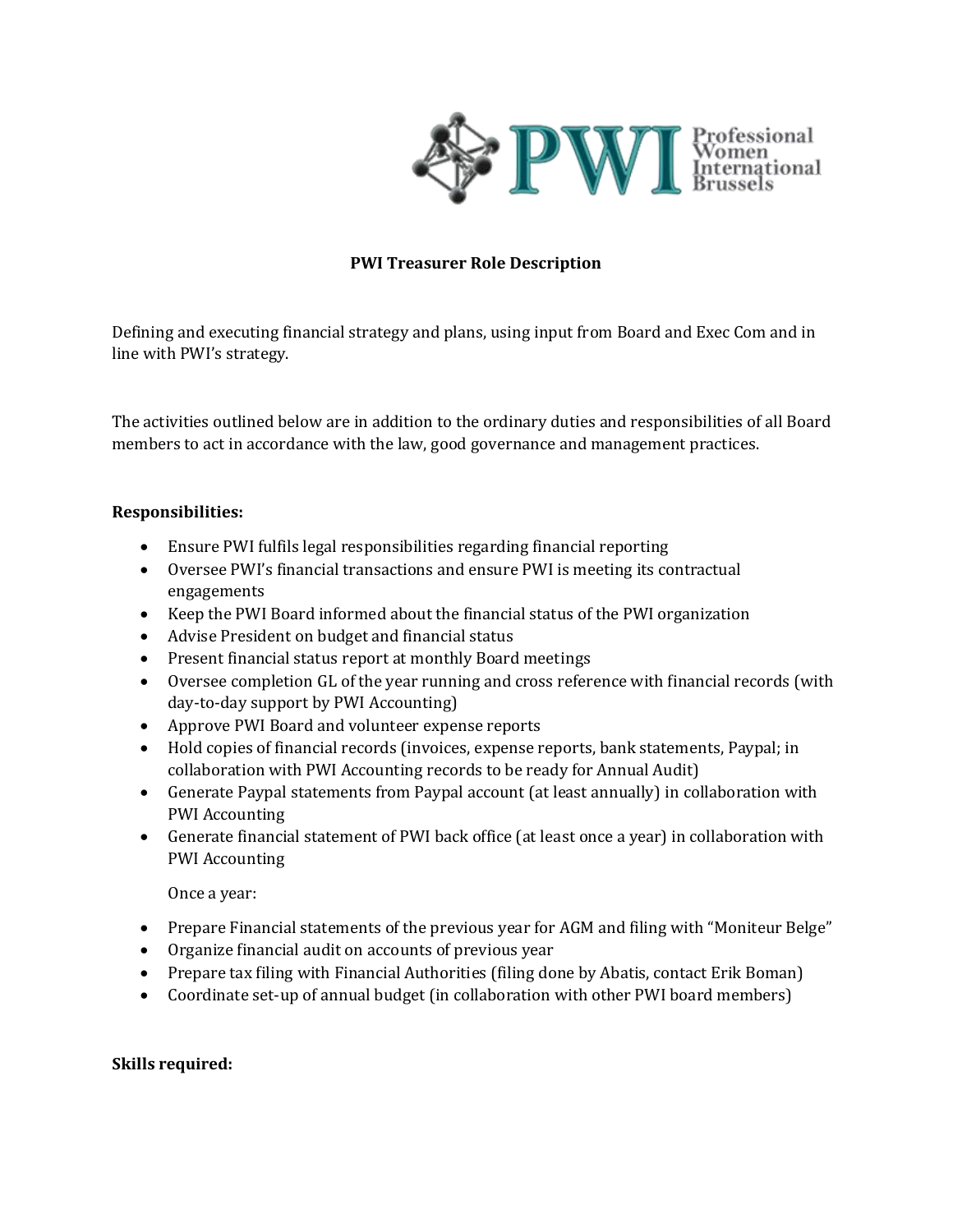# PWI Treasurer Role Description

Defining and executing financial strategy and plans, using input from Board and Exec Com and in line with PWI's strategy.

The activities outlined below are in addition to the ordinary duties and responsibilities of all Board members to act in accordance with the law, good governance and management practices.

**Responsibilities:**

- Ensure PWI fulfils legal responsibilities regarding financial reporting
- Oversee PWI's financial transactions and ensure PWI is meeting its contractual engagements
- Keep the PWI Board informed about the financial status of the PWI organization
- Advise President on budget and financial status
- Present financial status report at monthly Board meetings
- Oversee completion GL of the year running and cross reference with financial records (with day-to-day support by PWI Accounting)
- Approve PWI Board and volunteer expense reports
- Hold copies of financial records (invoices, expense reports, bank statements, Paypal; in collaboration with PWI Accounting records to be ready for Annual Audit)
- Generate Paypal statements from Paypal account (at least annually) in collaboration with PWI Accounting
- Generate financial statement of PWI back office (at least once a year) in collaboration with PWI Accounting

Once a year:

- Prepare Financial statements of the previous year for AGM and filing with "Moniteur Belge"
- Organize financial audit on accounts of previous year
- Prepare tax filing with Financial Authorities (filing done by Abatis, contact Erik Boman)
- Coordinate set-up of annual budget (in collaboration with other PWI board members)

**Skills required:**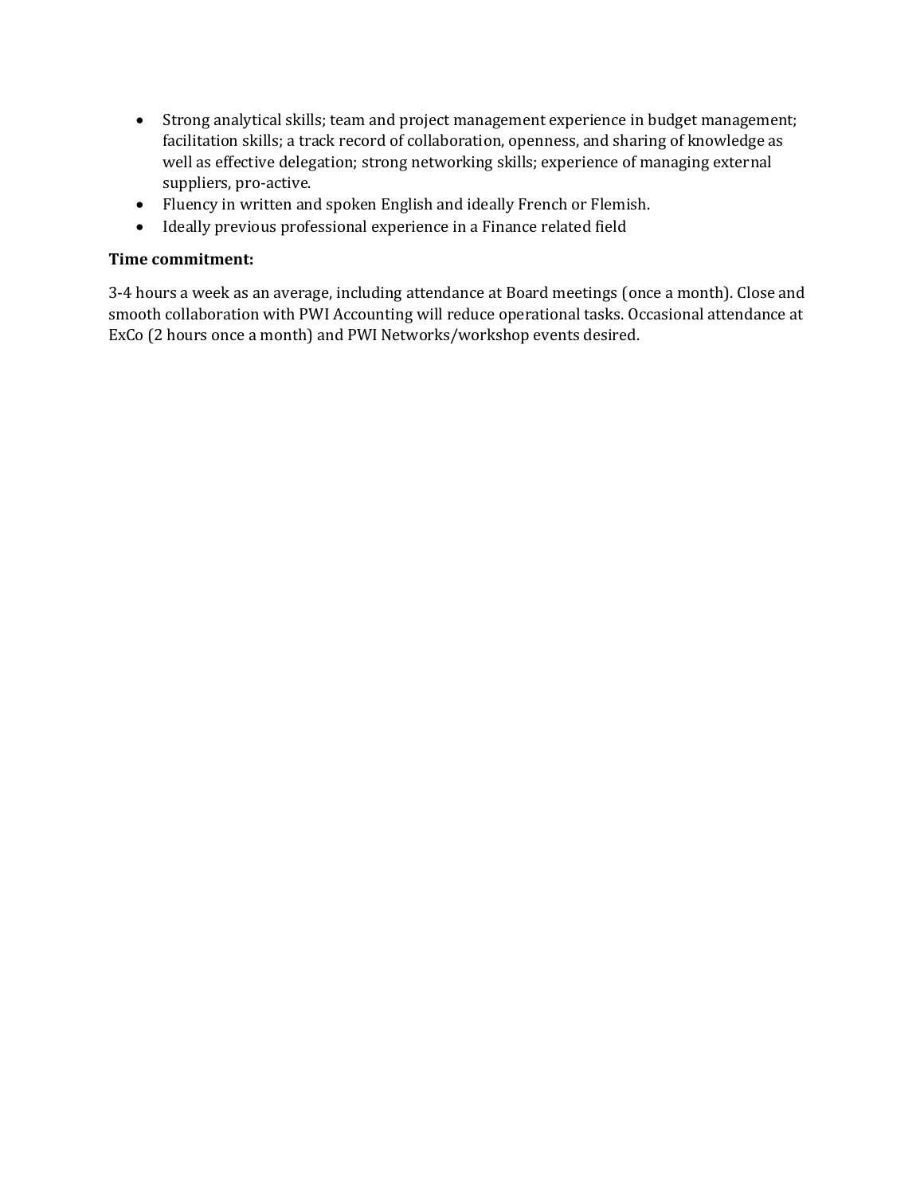- Strong analytical skills; team and project management experience in budget management; facilitation skills; a track record of collaboration, openness, and sharing of knowledge as well as effective delegation; strong networking skills; experience of managing external suppliers, pro-active.
- Fluency in written and spoken English and ideally French or Flemish.
- Ideally previous professional experience in a Finance related field

**Time commitment:**

3-4 hours a week as an average, including attendance at Board meetings (once a month). Close and smooth collaboration with PWI Accounting will reduce operational tasks. Occasional attendance at ExCo (2 hours once a month) and PWI Networks/workshop events desired.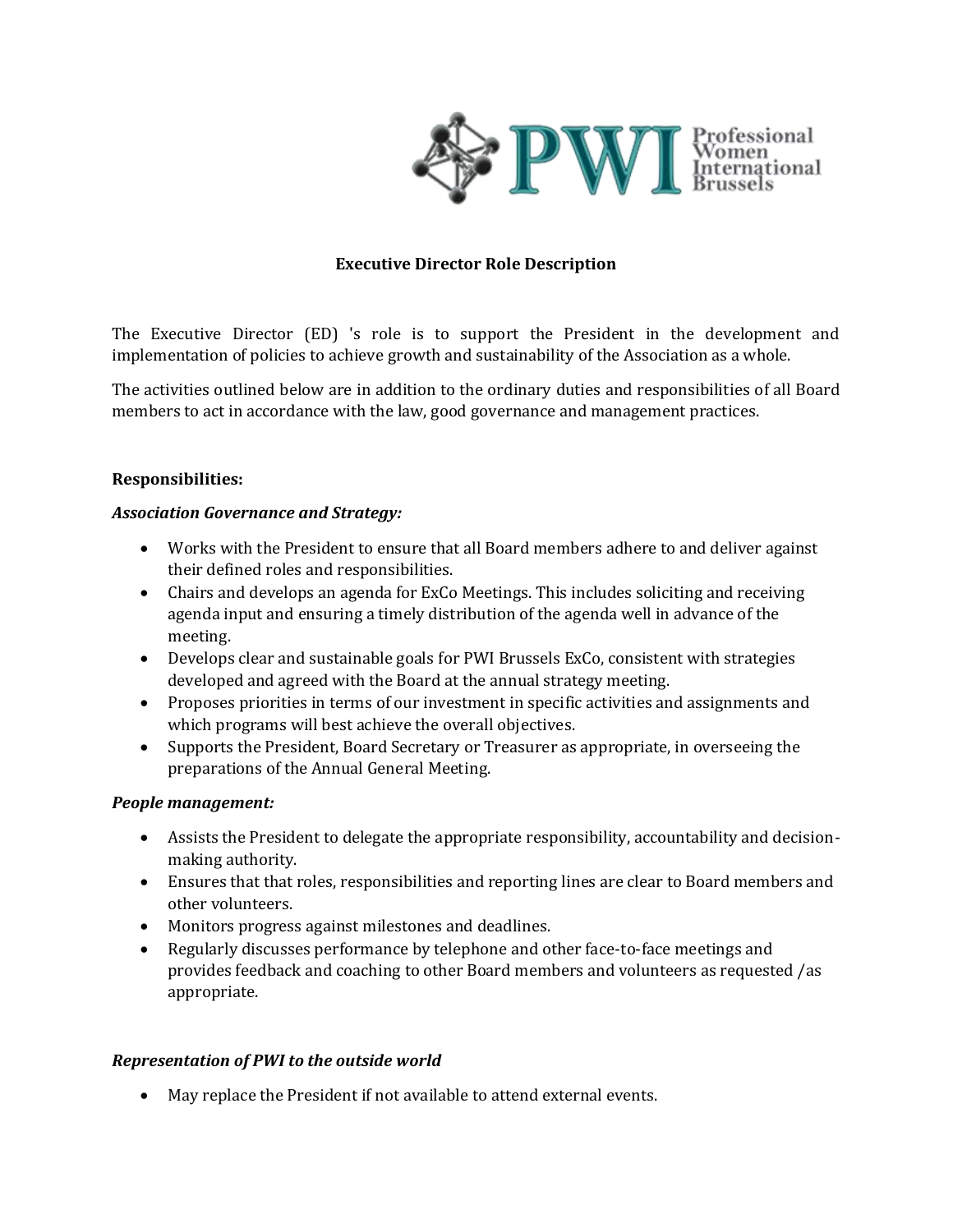# Executive Director Role Description

The Executive Director (ED) 's role is to support the President in the development and implementation of policies to achieve growth and sustainability of the Association as a whole.

The activities outlined below are in addition to the ordinary duties and responsibilities of all Board members to act in accordance with the law, good governance and management practices.

**Responsibilities:**

***Association Governance and Strategy:***

- Works with the President to ensure that all Board members adhere to and deliver against their defined roles and responsibilities.
- Chairs and develops an agenda for ExCo Meetings. This includes soliciting and receiving agenda input and ensuring a timely distribution of the agenda well in advance of the meeting.
- Develops clear and sustainable goals for PWI Brussels ExCo, consistent with strategies developed and agreed with the Board at the annual strategy meeting.
- Proposes priorities in terms of our investment in specific activities and assignments and which programs will best achieve the overall objectives.
- Supports the President, Board Secretary or Treasurer as appropriate, in overseeing the preparations of the Annual General Meeting.

***People management:***

- Assists the President to delegate the appropriate responsibility, accountability and decision-making authority.
- Ensures that that roles, responsibilities and reporting lines are clear to Board members and other volunteers.
- Monitors progress against milestones and deadlines.
- Regularly discusses performance by telephone and other face-to-face meetings and provides feedback and coaching to other Board members and volunteers as requested /as appropriate.

***Representation of PWI to the outside world***

- May replace the President if not available to attend external events.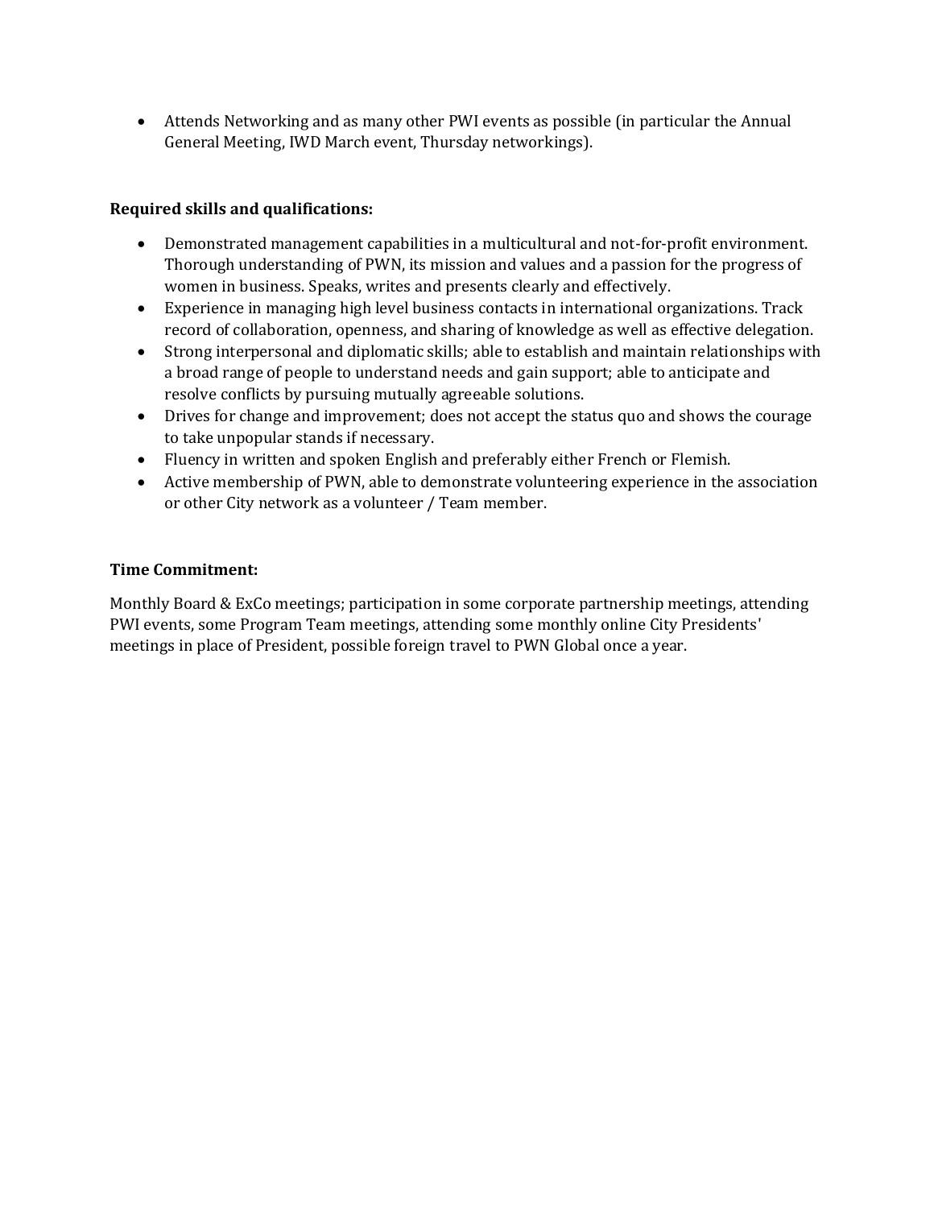- Attends Networking and as many other PWI events as possible (in particular the Annual General Meeting, IWD March event, Thursday networkings).

**Required skills and qualifications:**

- Demonstrated management capabilities in a multicultural and not-for-profit environment. Thorough understanding of PWN, its mission and values and a passion for the progress of women in business. Speaks, writes and presents clearly and effectively.
- Experience in managing high level business contacts in international organizations. Track record of collaboration, openness, and sharing of knowledge as well as effective delegation.
- Strong interpersonal and diplomatic skills; able to establish and maintain relationships with a broad range of people to understand needs and gain support; able to anticipate and resolve conflicts by pursuing mutually agreeable solutions.
- Drives for change and improvement; does not accept the status quo and shows the courage to take unpopular stands if necessary.
- Fluency in written and spoken English and preferably either French or Flemish.
- Active membership of PWN, able to demonstrate volunteering experience in the association or other City network as a volunteer / Team member.

**Time Commitment:**

Monthly Board & ExCo meetings; participation in some corporate partnership meetings, attending PWI events, some Program Team meetings, attending some monthly online City Presidents' meetings in place of President, possible foreign travel to PWN Global once a year.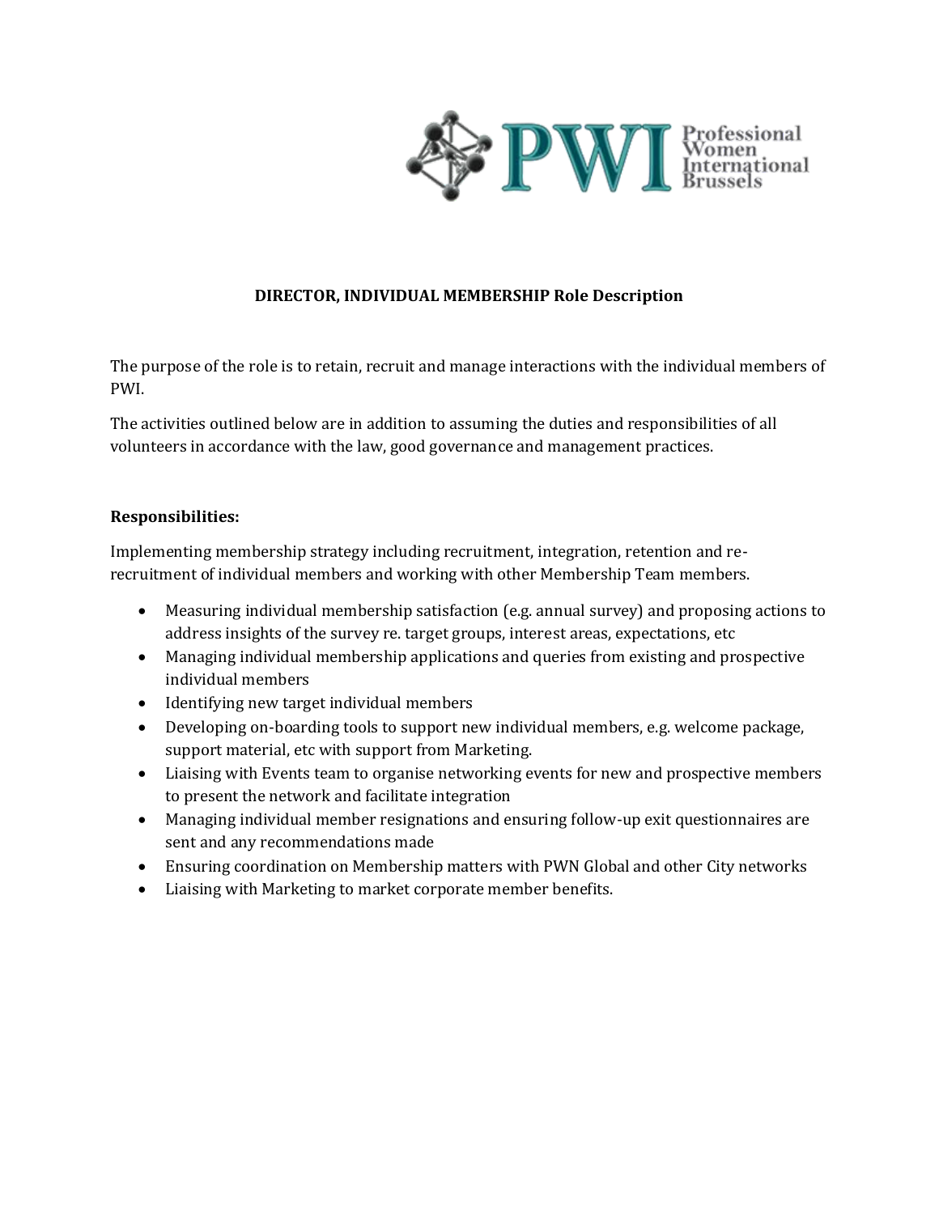**DIRECTOR, INDIVIDUAL MEMBERSHIP Role Description**

The purpose of the role is to retain, recruit and manage interactions with the individual members of PWI.

The activities outlined below are in addition to assuming the duties and responsibilities of all volunteers in accordance with the law, good governance and management practices.

**Responsibilities:**

Implementing membership strategy including recruitment, integration, retention and re-recruitment of individual members and working with other Membership Team members.

- Measuring individual membership satisfaction (e.g. annual survey) and proposing actions to address insights of the survey re. target groups, interest areas, expectations, etc
- Managing individual membership applications and queries from existing and prospective individual members
- Identifying new target individual members
- Developing on-boarding tools to support new individual members, e.g. welcome package, support material, etc with support from Marketing.
- Liaising with Events team to organise networking events for new and prospective members to present the network and facilitate integration
- Managing individual member resignations and ensuring follow-up exit questionnaires are sent and any recommendations made
- Ensuring coordination on Membership matters with PWN Global and other City networks
- Liaising with Marketing to market corporate member benefits.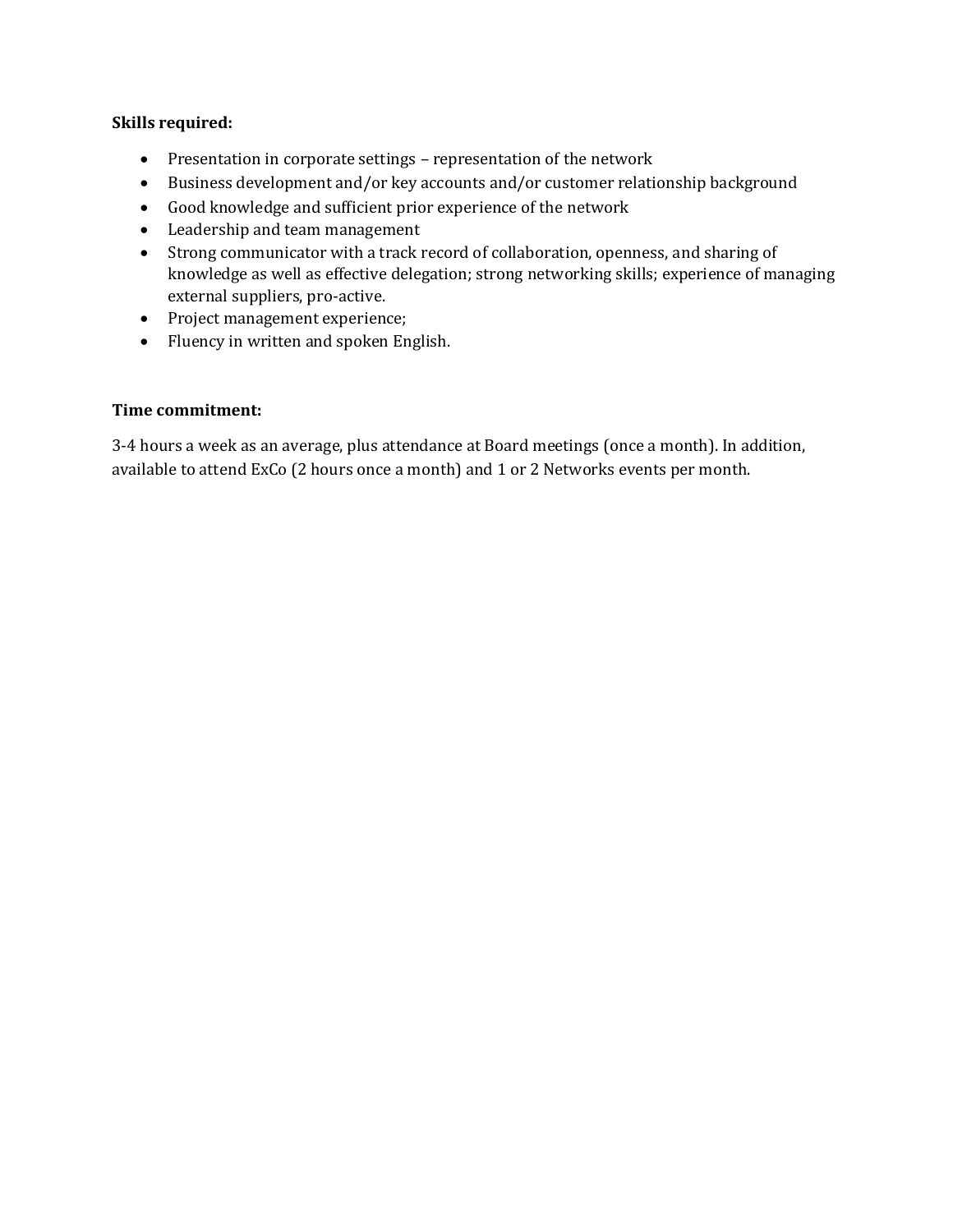**Skills required:**

- Presentation in corporate settings – representation of the network
- Business development and/or key accounts and/or customer relationship background
- Good knowledge and sufficient prior experience of the network
- Leadership and team management
- Strong communicator with a track record of collaboration, openness, and sharing of knowledge as well as effective delegation; strong networking skills; experience of managing external suppliers, pro-active.
- Project management experience;
- Fluency in written and spoken English.

**Time commitment:**

3-4 hours a week as an average, plus attendance at Board meetings (once a month). In addition, available to attend ExCo (2 hours once a month) and 1 or 2 Networks events per month.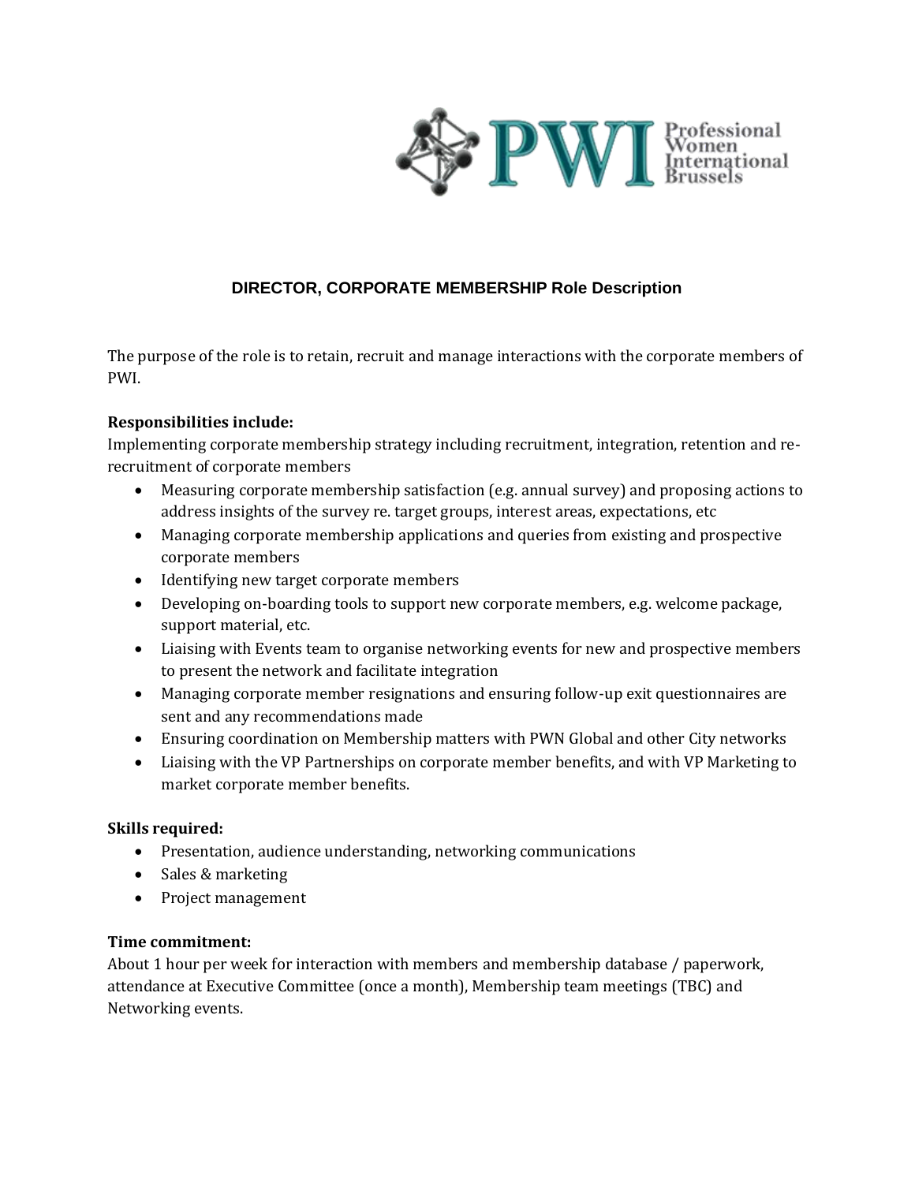Professional Women International Brussels

## DIRECTOR, CORPORATE MEMBERSHIP Role Description

The purpose of the role is to retain, recruit and manage interactions with the corporate members of PWI.

**Responsibilities include:**

Implementing corporate membership strategy including recruitment, integration, retention and re-recruitment of corporate members

- Measuring corporate membership satisfaction (e.g. annual survey) and proposing actions to address insights of the survey re. target groups, interest areas, expectations, etc
- Managing corporate membership applications and queries from existing and prospective corporate members
- Identifying new target corporate members
- Developing on-boarding tools to support new corporate members, e.g. welcome package, support material, etc.
- Liaising with Events team to organise networking events for new and prospective members to present the network and facilitate integration
- Managing corporate member resignations and ensuring follow-up exit questionnaires are sent and any recommendations made
- Ensuring coordination on Membership matters with PWN Global and other City networks
- Liaising with the VP Partnerships on corporate member benefits, and with VP Marketing to market corporate member benefits.

**Skills required:**

- Presentation, audience understanding, networking communications
- Sales & marketing
- Project management

**Time commitment:**

About 1 hour per week for interaction with members and membership database / paperwork, attendance at Executive Committee (once a month), Membership team meetings (TBC) and Networking events.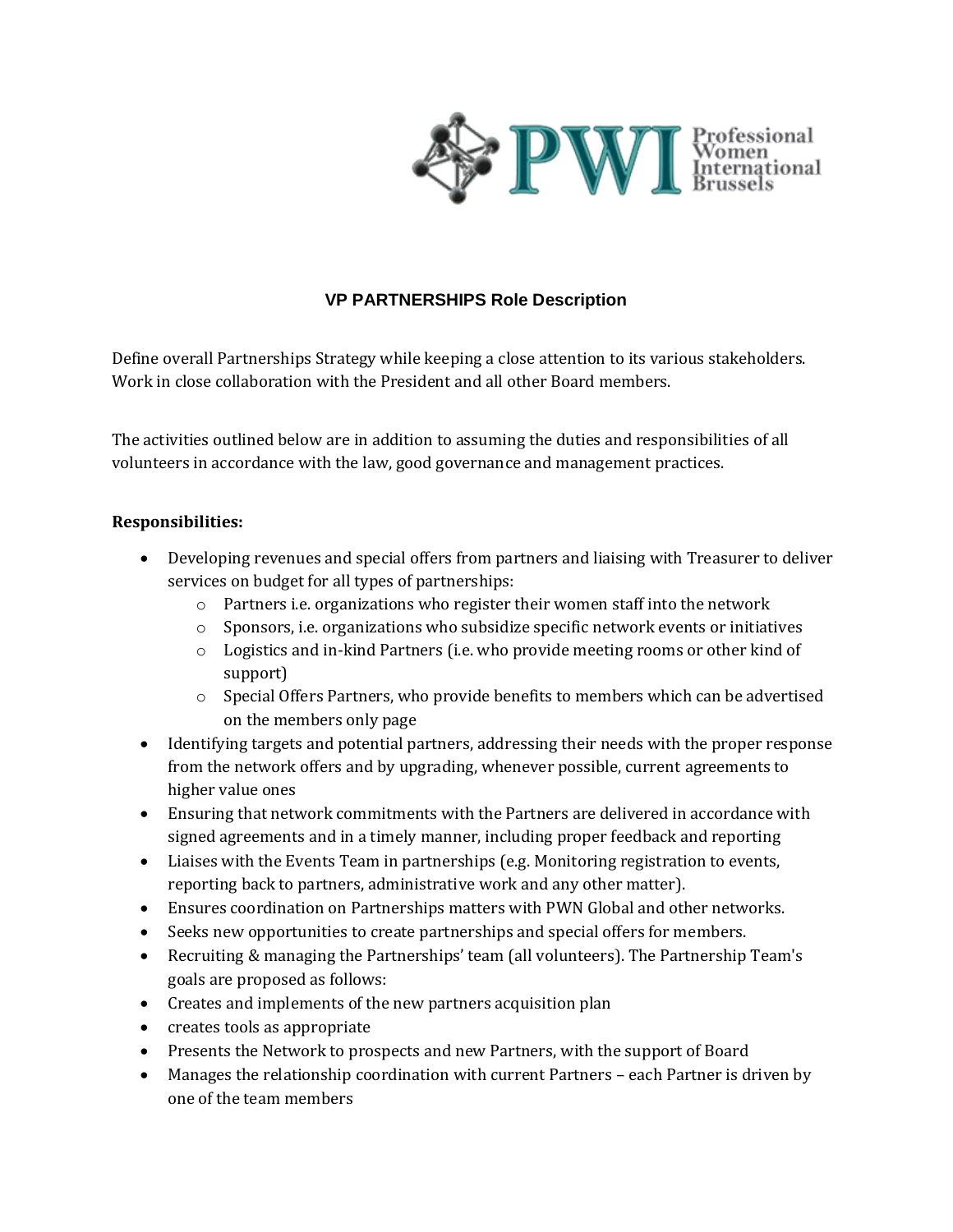Professional Women International Brussels

## VP PARTNERSHIPS Role Description

Define overall Partnerships Strategy while keeping a close attention to its various stakeholders. Work in close collaboration with the President and all other Board members.

The activities outlined below are in addition to assuming the duties and responsibilities of all volunteers in accordance with the law, good governance and management practices.

**Responsibilities:**

- Developing revenues and special offers from partners and liaising with Treasurer to deliver services on budget for all types of partnerships:
  - Partners i.e. organizations who register their women staff into the network
  - Sponsors, i.e. organizations who subsidize specific network events or initiatives
  - Logistics and in-kind Partners (i.e. who provide meeting rooms or other kind of support)
  - Special Offers Partners, who provide benefits to members which can be advertised on the members only page
- Identifying targets and potential partners, addressing their needs with the proper response from the network offers and by upgrading, whenever possible, current agreements to higher value ones
- Ensuring that network commitments with the Partners are delivered in accordance with signed agreements and in a timely manner, including proper feedback and reporting
- Liaises with the Events Team in partnerships (e.g. Monitoring registration to events, reporting back to partners, administrative work and any other matter).
- Ensures coordination on Partnerships matters with PWN Global and other networks.
- Seeks new opportunities to create partnerships and special offers for members.
- Recruiting & managing the Partnerships' team (all volunteers). The Partnership Team's goals are proposed as follows:
- Creates and implements of the new partners acquisition plan
- creates tools as appropriate
- Presents the Network to prospects and new Partners, with the support of Board
- Manages the relationship coordination with current Partners – each Partner is driven by one of the team members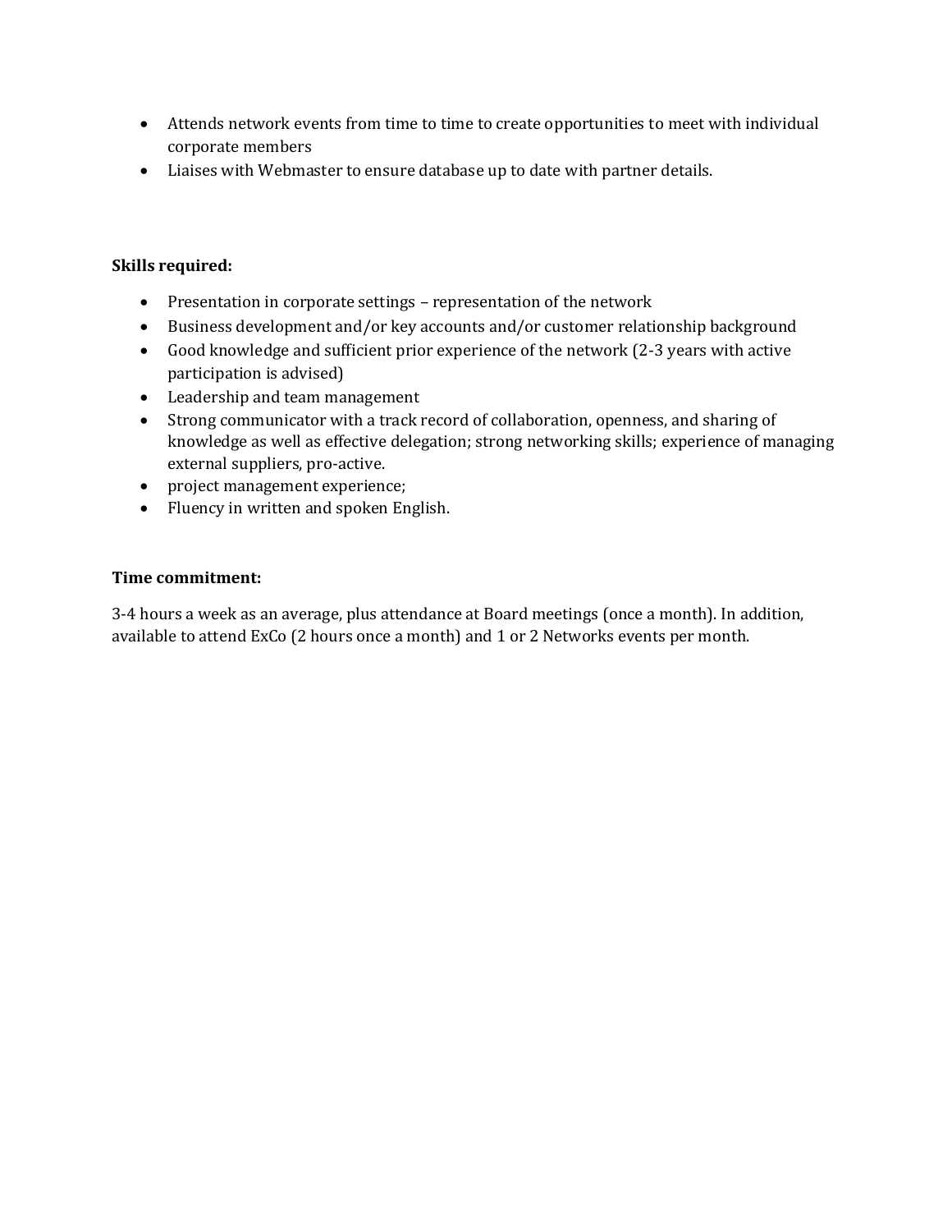- Attends network events from time to time to create opportunities to meet with individual corporate members
- Liaises with Webmaster to ensure database up to date with partner details.

**Skills required:**

- Presentation in corporate settings – representation of the network
- Business development and/or key accounts and/or customer relationship background
- Good knowledge and sufficient prior experience of the network (2-3 years with active participation is advised)
- Leadership and team management
- Strong communicator with a track record of collaboration, openness, and sharing of knowledge as well as effective delegation; strong networking skills; experience of managing external suppliers, pro-active.
- project management experience;
- Fluency in written and spoken English.

**Time commitment:**

3-4 hours a week as an average, plus attendance at Board meetings (once a month). In addition, available to attend ExCo (2 hours once a month) and 1 or 2 Networks events per month.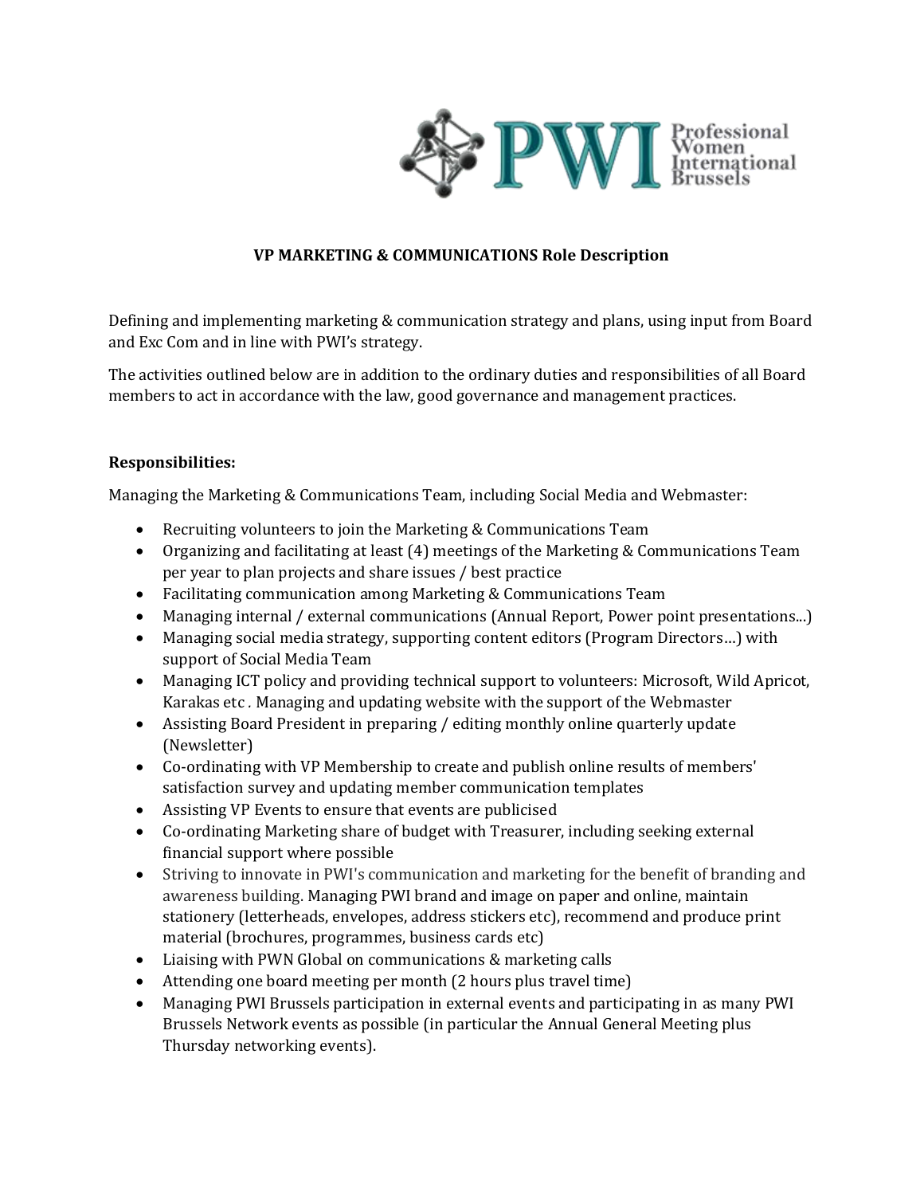## VP MARKETING & COMMUNICATIONS Role Description

Defining and implementing marketing & communication strategy and plans, using input from Board and Exc Com and in line with PWI's strategy.

The activities outlined below are in addition to the ordinary duties and responsibilities of all Board members to act in accordance with the law, good governance and management practices.

**Responsibilities:**

Managing the Marketing & Communications Team, including Social Media and Webmaster:

- Recruiting volunteers to join the Marketing & Communications Team
- Organizing and facilitating at least (4) meetings of the Marketing & Communications Team per year to plan projects and share issues / best practice
- Facilitating communication among Marketing & Communications Team
- Managing internal / external communications (Annual Report, Power point presentations...)
- Managing social media strategy, supporting content editors (Program Directors…) with support of Social Media Team
- Managing ICT policy and providing technical support to volunteers: Microsoft, Wild Apricot, Karakas etc . Managing and updating website with the support of the Webmaster
- Assisting Board President in preparing / editing monthly online quarterly update (Newsletter)
- Co-ordinating with VP Membership to create and publish online results of members' satisfaction survey and updating member communication templates
- Assisting VP Events to ensure that events are publicised
- Co-ordinating Marketing share of budget with Treasurer, including seeking external financial support where possible
- Striving to innovate in PWI's communication and marketing for the benefit of branding and awareness building. Managing PWI brand and image on paper and online, maintain stationery (letterheads, envelopes, address stickers etc), recommend and produce print material (brochures, programmes, business cards etc)
- Liaising with PWN Global on communications & marketing calls
- Attending one board meeting per month (2 hours plus travel time)
- Managing PWI Brussels participation in external events and participating in as many PWI Brussels Network events as possible (in particular the Annual General Meeting plus Thursday networking events).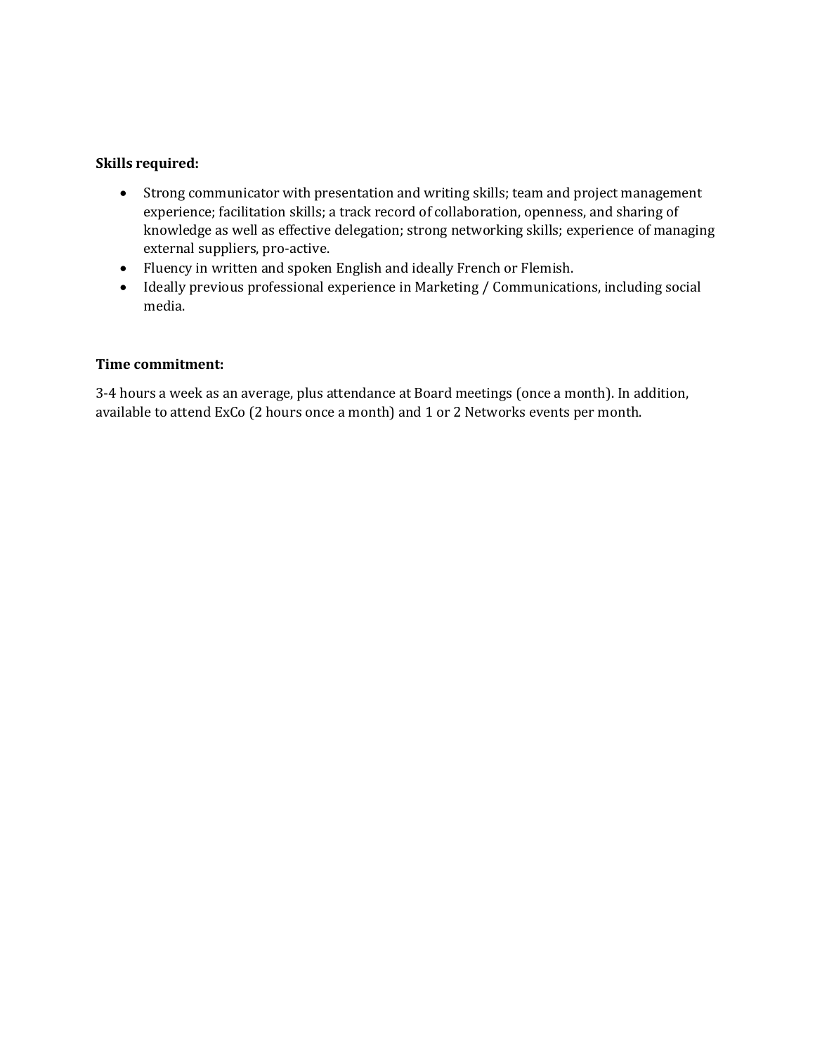**Skills required:**

- Strong communicator with presentation and writing skills; team and project management experience; facilitation skills; a track record of collaboration, openness, and sharing of knowledge as well as effective delegation; strong networking skills; experience of managing external suppliers, pro-active.
- Fluency in written and spoken English and ideally French or Flemish.
- Ideally previous professional experience in Marketing / Communications, including social media.

**Time commitment:**

3-4 hours a week as an average, plus attendance at Board meetings (once a month). In addition, available to attend ExCo (2 hours once a month) and 1 or 2 Networks events per month.